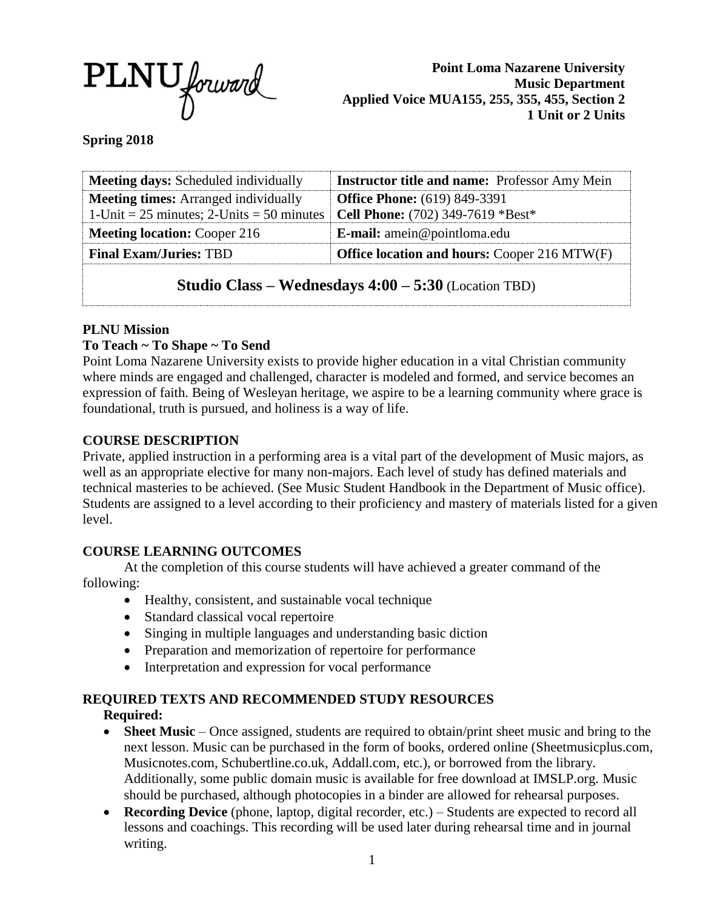PLNU forward

**Point Loma Nazarene University**
**Music Department**
**Applied Voice MUA155, 255, 355, 455, Section 2**
**1 Unit or 2 Units**

**Spring 2018**

| | |
|---|---|
| **Meeting days:** Scheduled individually | **Instructor title and name:** Professor Amy Mein |
| **Meeting times:** Arranged individually<br>1-Unit = 25 minutes; 2-Units = 50 minutes | **Office Phone:** (619) 849-3391<br>**Cell Phone:** (702) 349-7619 \*Best\* |
| **Meeting location:** Cooper 216 | **E-mail:** amein@pointloma.edu |
| **Final Exam/Juries:** TBD | **Office location and hours:** Cooper 216 MTW(F) |
| **Studio Class – Wednesdays 4:00 – 5:30** (Location TBD) | |

**PLNU Mission**

**To Teach ~ To Shape ~ To Send**

Point Loma Nazarene University exists to provide higher education in a vital Christian community where minds are engaged and challenged, character is modeled and formed, and service becomes an expression of faith. Being of Wesleyan heritage, we aspire to be a learning community where grace is foundational, truth is pursued, and holiness is a way of life.

## COURSE DESCRIPTION

Private, applied instruction in a performing area is a vital part of the development of Music majors, as well as an appropriate elective for many non-majors. Each level of study has defined materials and technical masteries to be achieved. (See Music Student Handbook in the Department of Music office). Students are assigned to a level according to their proficiency and mastery of materials listed for a given level.

## COURSE LEARNING OUTCOMES

At the completion of this course students will have achieved a greater command of the following:

- Healthy, consistent, and sustainable vocal technique
- Standard classical vocal repertoire
- Singing in multiple languages and understanding basic diction
- Preparation and memorization of repertoire for performance
- Interpretation and expression for vocal performance

## REQUIRED TEXTS AND RECOMMENDED STUDY RESOURCES

**Required:**

- **Sheet Music** – Once assigned, students are required to obtain/print sheet music and bring to the next lesson. Music can be purchased in the form of books, ordered online (Sheetmusicplus.com, Musicnotes.com, Schubertline.co.uk, Addall.com, etc.), or borrowed from the library. Additionally, some public domain music is available for free download at IMSLP.org. Music should be purchased, although photocopies in a binder are allowed for rehearsal purposes.
- **Recording Device** (phone, laptop, digital recorder, etc.) – Students are expected to record all lessons and coachings. This recording will be used later during rehearsal time and in journal writing.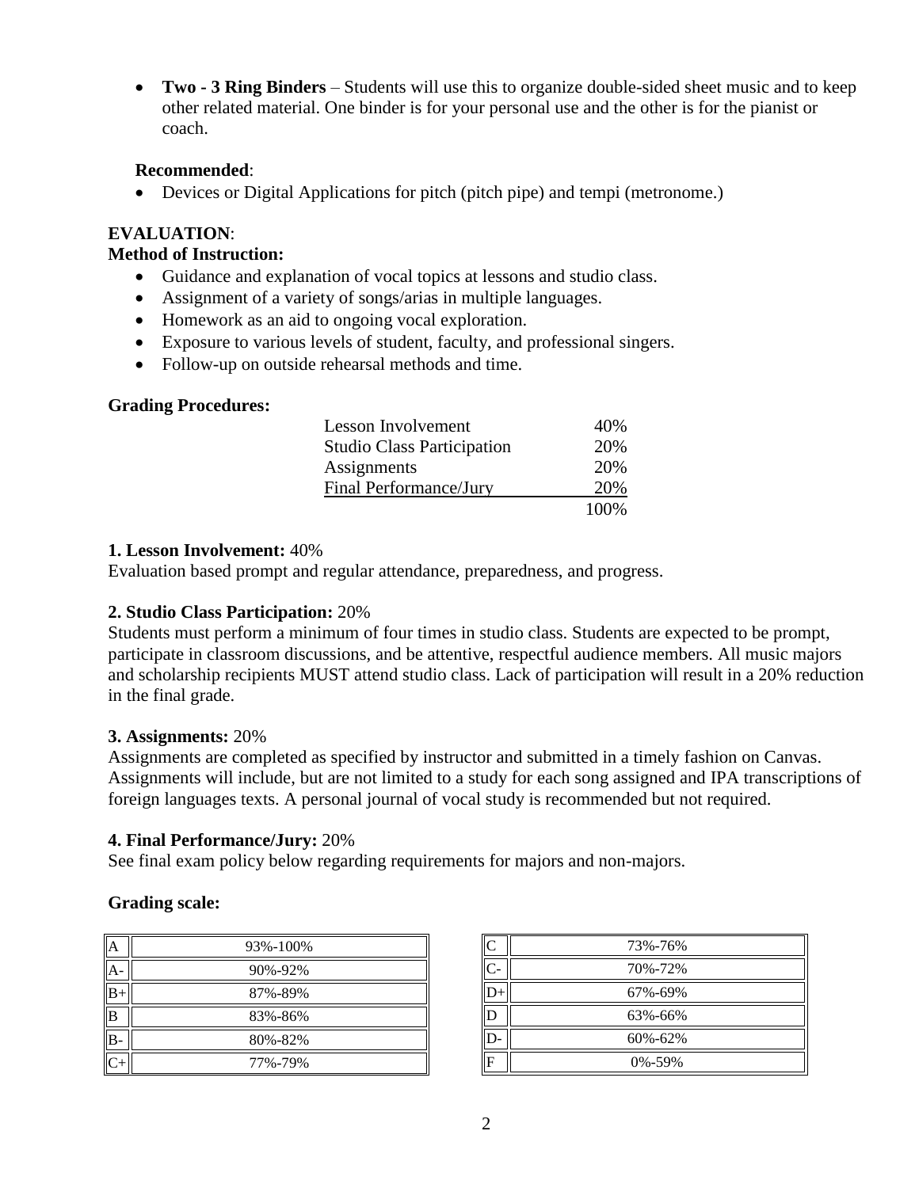- **Two - 3 Ring Binders** – Students will use this to organize double-sided sheet music and to keep other related material. One binder is for your personal use and the other is for the pianist or coach.

**Recommended**:

- Devices or Digital Applications for pitch (pitch pipe) and tempi (metronome.)

**EVALUATION**:

**Method of Instruction:**

- Guidance and explanation of vocal topics at lessons and studio class.
- Assignment of a variety of songs/arias in multiple languages.
- Homework as an aid to ongoing vocal exploration.
- Exposure to various levels of student, faculty, and professional singers.
- Follow-up on outside rehearsal methods and time.

**Grading Procedures:**

| | |
|---|---|
| Lesson Involvement | 40% |
| Studio Class Participation | 20% |
| Assignments | 20% |
| Final Performance/Jury | 20% |
| | 100% |

**1. Lesson Involvement:** 40%

Evaluation based prompt and regular attendance, preparedness, and progress.

**2. Studio Class Participation:** 20%

Students must perform a minimum of four times in studio class. Students are expected to be prompt, participate in classroom discussions, and be attentive, respectful audience members. All music majors and scholarship recipients MUST attend studio class. Lack of participation will result in a 20% reduction in the final grade.

**3. Assignments:** 20%

Assignments are completed as specified by instructor and submitted in a timely fashion on Canvas. Assignments will include, but are not limited to a study for each song assigned and IPA transcriptions of foreign languages texts. A personal journal of vocal study is recommended but not required.

**4. Final Performance/Jury:** 20%

See final exam policy below regarding requirements for majors and non-majors.

**Grading scale:**

| | |
|---|---|
| A | 93%-100% |
| A- | 90%-92% |
| B+ | 87%-89% |
| B | 83%-86% |
| B- | 80%-82% |
| C+ | 77%-79% |
| C | 73%-76% |
| C- | 70%-72% |
| D+ | 67%-69% |
| D | 63%-66% |
| D- | 60%-62% |
| F | 0%-59% |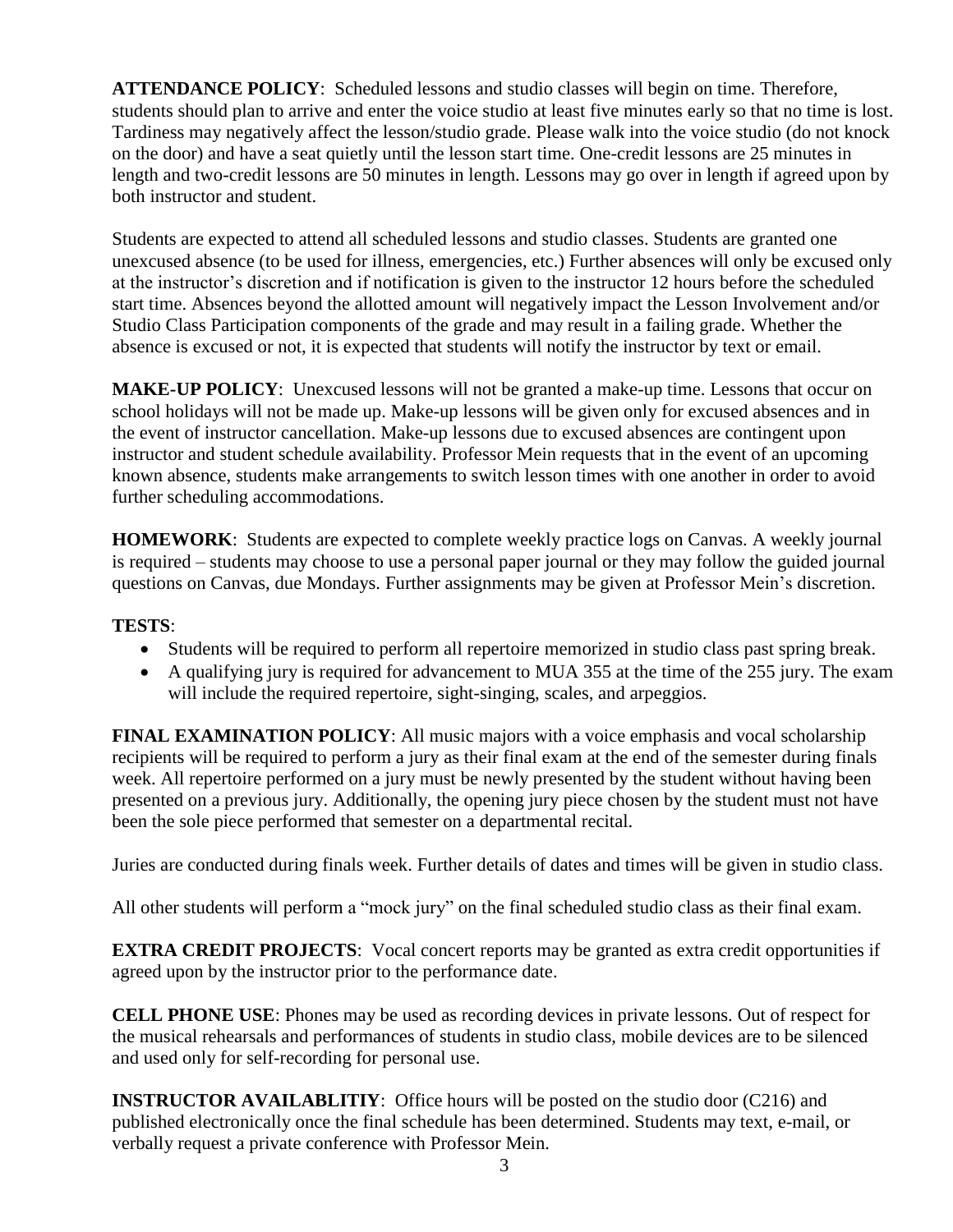**ATTENDANCE POLICY**: Scheduled lessons and studio classes will begin on time. Therefore, students should plan to arrive and enter the voice studio at least five minutes early so that no time is lost. Tardiness may negatively affect the lesson/studio grade. Please walk into the voice studio (do not knock on the door) and have a seat quietly until the lesson start time. One-credit lessons are 25 minutes in length and two-credit lessons are 50 minutes in length. Lessons may go over in length if agreed upon by both instructor and student.

Students are expected to attend all scheduled lessons and studio classes. Students are granted one unexcused absence (to be used for illness, emergencies, etc.) Further absences will only be excused only at the instructor's discretion and if notification is given to the instructor 12 hours before the scheduled start time. Absences beyond the allotted amount will negatively impact the Lesson Involvement and/or Studio Class Participation components of the grade and may result in a failing grade. Whether the absence is excused or not, it is expected that students will notify the instructor by text or email.

**MAKE-UP POLICY**: Unexcused lessons will not be granted a make-up time. Lessons that occur on school holidays will not be made up. Make-up lessons will be given only for excused absences and in the event of instructor cancellation. Make-up lessons due to excused absences are contingent upon instructor and student schedule availability. Professor Mein requests that in the event of an upcoming known absence, students make arrangements to switch lesson times with one another in order to avoid further scheduling accommodations.

**HOMEWORK**: Students are expected to complete weekly practice logs on Canvas. A weekly journal is required – students may choose to use a personal paper journal or they may follow the guided journal questions on Canvas, due Mondays. Further assignments may be given at Professor Mein's discretion.

**TESTS**:

- Students will be required to perform all repertoire memorized in studio class past spring break.
- A qualifying jury is required for advancement to MUA 355 at the time of the 255 jury. The exam will include the required repertoire, sight-singing, scales, and arpeggios.

**FINAL EXAMINATION POLICY**: All music majors with a voice emphasis and vocal scholarship recipients will be required to perform a jury as their final exam at the end of the semester during finals week. All repertoire performed on a jury must be newly presented by the student without having been presented on a previous jury. Additionally, the opening jury piece chosen by the student must not have been the sole piece performed that semester on a departmental recital.

Juries are conducted during finals week. Further details of dates and times will be given in studio class.

All other students will perform a "mock jury" on the final scheduled studio class as their final exam.

**EXTRA CREDIT PROJECTS**: Vocal concert reports may be granted as extra credit opportunities if agreed upon by the instructor prior to the performance date.

**CELL PHONE USE**: Phones may be used as recording devices in private lessons. Out of respect for the musical rehearsals and performances of students in studio class, mobile devices are to be silenced and used only for self-recording for personal use.

**INSTRUCTOR AVAILABLITIY**: Office hours will be posted on the studio door (C216) and published electronically once the final schedule has been determined. Students may text, e-mail, or verbally request a private conference with Professor Mein.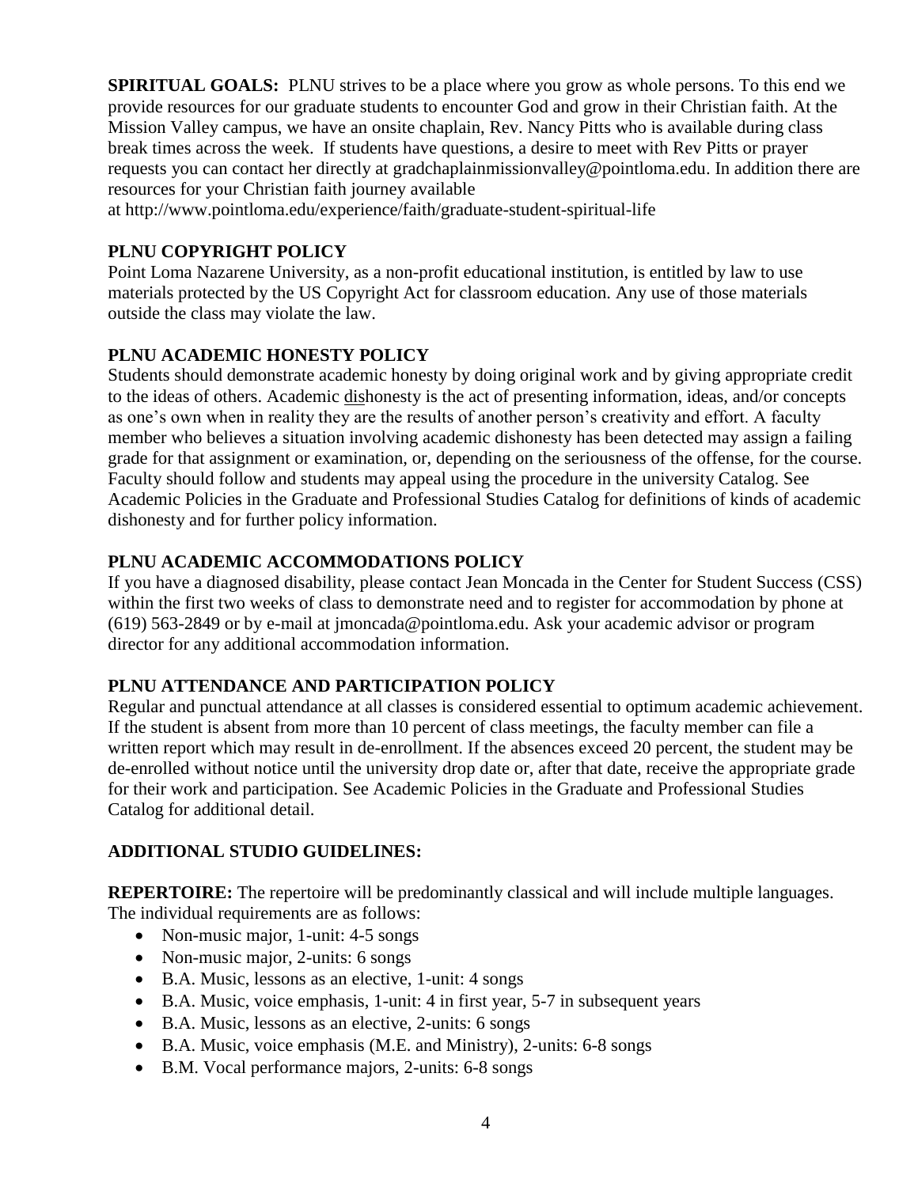**SPIRITUAL GOALS:** PLNU strives to be a place where you grow as whole persons. To this end we provide resources for our graduate students to encounter God and grow in their Christian faith. At the Mission Valley campus, we have an onsite chaplain, Rev. Nancy Pitts who is available during class break times across the week. If students have questions, a desire to meet with Rev Pitts or prayer requests you can contact her directly at gradchaplainmissionvalley@pointloma.edu. In addition there are resources for your Christian faith journey available at http://www.pointloma.edu/experience/faith/graduate-student-spiritual-life

**PLNU COPYRIGHT POLICY**

Point Loma Nazarene University, as a non-profit educational institution, is entitled by law to use materials protected by the US Copyright Act for classroom education. Any use of those materials outside the class may violate the law.

**PLNU ACADEMIC HONESTY POLICY**

Students should demonstrate academic honesty by doing original work and by giving appropriate credit to the ideas of others. Academic dishonesty is the act of presenting information, ideas, and/or concepts as one's own when in reality they are the results of another person's creativity and effort. A faculty member who believes a situation involving academic dishonesty has been detected may assign a failing grade for that assignment or examination, or, depending on the seriousness of the offense, for the course. Faculty should follow and students may appeal using the procedure in the university Catalog. See Academic Policies in the Graduate and Professional Studies Catalog for definitions of kinds of academic dishonesty and for further policy information.

**PLNU ACADEMIC ACCOMMODATIONS POLICY**

If you have a diagnosed disability, please contact Jean Moncada in the Center for Student Success (CSS) within the first two weeks of class to demonstrate need and to register for accommodation by phone at (619) 563-2849 or by e-mail at jmoncada@pointloma.edu. Ask your academic advisor or program director for any additional accommodation information.

**PLNU ATTENDANCE AND PARTICIPATION POLICY**

Regular and punctual attendance at all classes is considered essential to optimum academic achievement. If the student is absent from more than 10 percent of class meetings, the faculty member can file a written report which may result in de-enrollment. If the absences exceed 20 percent, the student may be de-enrolled without notice until the university drop date or, after that date, receive the appropriate grade for their work and participation. See Academic Policies in the Graduate and Professional Studies Catalog for additional detail.

**ADDITIONAL STUDIO GUIDELINES:**

**REPERTOIRE:** The repertoire will be predominantly classical and will include multiple languages. The individual requirements are as follows:

- Non-music major, 1-unit: 4-5 songs
- Non-music major, 2-units: 6 songs
- B.A. Music, lessons as an elective, 1-unit: 4 songs
- B.A. Music, voice emphasis, 1-unit: 4 in first year, 5-7 in subsequent years
- B.A. Music, lessons as an elective, 2-units: 6 songs
- B.A. Music, voice emphasis (M.E. and Ministry), 2-units: 6-8 songs
- B.M. Vocal performance majors, 2-units: 6-8 songs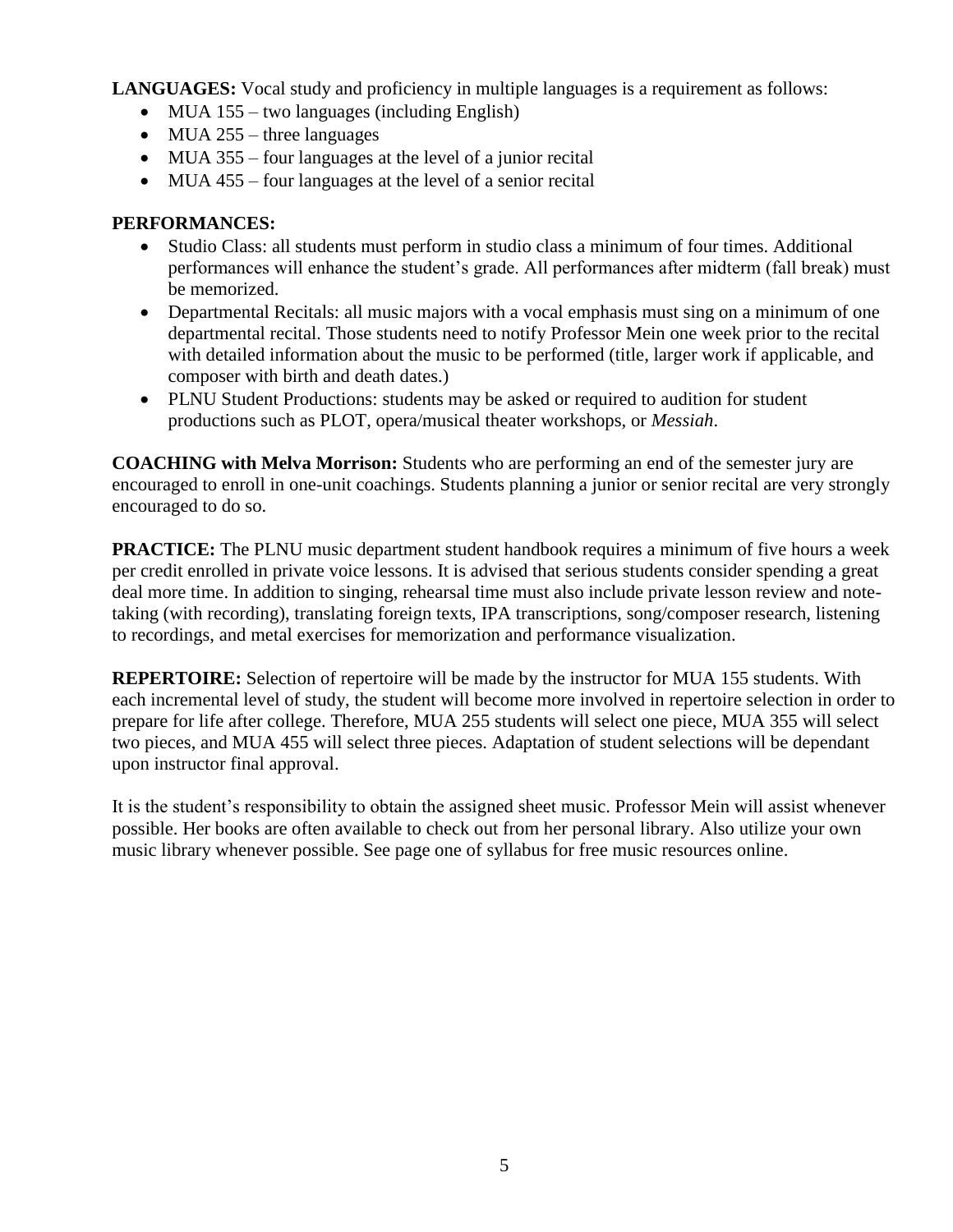**LANGUAGES:** Vocal study and proficiency in multiple languages is a requirement as follows:

- MUA 155 – two languages (including English)
- MUA 255 – three languages
- MUA 355 – four languages at the level of a junior recital
- MUA 455 – four languages at the level of a senior recital

**PERFORMANCES:**

- Studio Class: all students must perform in studio class a minimum of four times. Additional performances will enhance the student's grade. All performances after midterm (fall break) must be memorized.
- Departmental Recitals: all music majors with a vocal emphasis must sing on a minimum of one departmental recital. Those students need to notify Professor Mein one week prior to the recital with detailed information about the music to be performed (title, larger work if applicable, and composer with birth and death dates.)
- PLNU Student Productions: students may be asked or required to audition for student productions such as PLOT, opera/musical theater workshops, or *Messiah*.

**COACHING with Melva Morrison:** Students who are performing an end of the semester jury are encouraged to enroll in one-unit coachings. Students planning a junior or senior recital are very strongly encouraged to do so.

**PRACTICE:** The PLNU music department student handbook requires a minimum of five hours a week per credit enrolled in private voice lessons. It is advised that serious students consider spending a great deal more time. In addition to singing, rehearsal time must also include private lesson review and note-taking (with recording), translating foreign texts, IPA transcriptions, song/composer research, listening to recordings, and metal exercises for memorization and performance visualization.

**REPERTOIRE:** Selection of repertoire will be made by the instructor for MUA 155 students. With each incremental level of study, the student will become more involved in repertoire selection in order to prepare for life after college. Therefore, MUA 255 students will select one piece, MUA 355 will select two pieces, and MUA 455 will select three pieces. Adaptation of student selections will be dependant upon instructor final approval.

It is the student's responsibility to obtain the assigned sheet music. Professor Mein will assist whenever possible. Her books are often available to check out from her personal library. Also utilize your own music library whenever possible. See page one of syllabus for free music resources online.